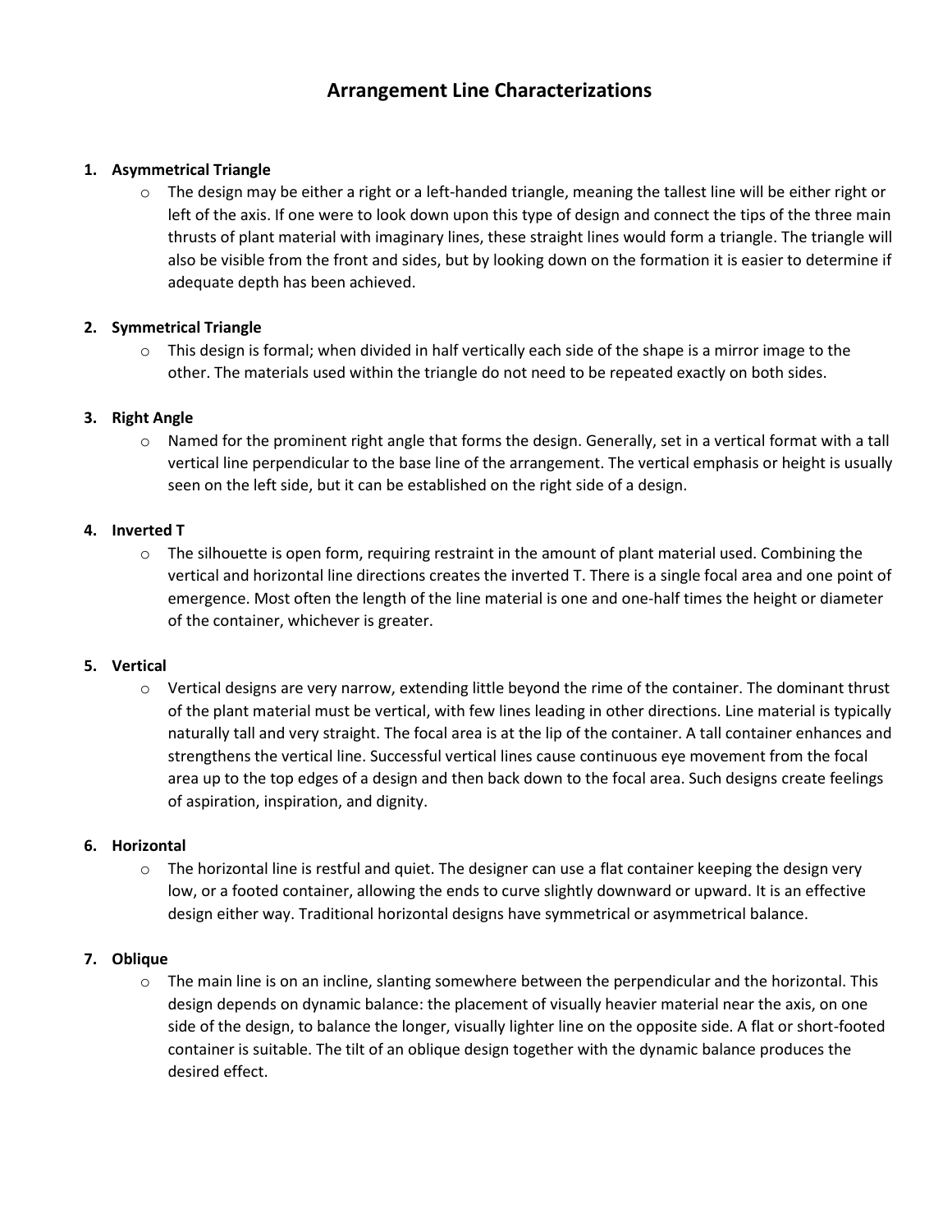# Arrangement Line Characterizations

1. **Asymmetrical Triangle**
   - The design may be either a right or a left-handed triangle, meaning the tallest line will be either right or left of the axis. If one were to look down upon this type of design and connect the tips of the three main thrusts of plant material with imaginary lines, these straight lines would form a triangle. The triangle will also be visible from the front and sides, but by looking down on the formation it is easier to determine if adequate depth has been achieved.

2. **Symmetrical Triangle**
   - This design is formal; when divided in half vertically each side of the shape is a mirror image to the other. The materials used within the triangle do not need to be repeated exactly on both sides.

3. **Right Angle**
   - Named for the prominent right angle that forms the design. Generally, set in a vertical format with a tall vertical line perpendicular to the base line of the arrangement. The vertical emphasis or height is usually seen on the left side, but it can be established on the right side of a design.

4. **Inverted T**
   - The silhouette is open form, requiring restraint in the amount of plant material used. Combining the vertical and horizontal line directions creates the inverted T. There is a single focal area and one point of emergence. Most often the length of the line material is one and one-half times the height or diameter of the container, whichever is greater.

5. **Vertical**
   - Vertical designs are very narrow, extending little beyond the rime of the container. The dominant thrust of the plant material must be vertical, with few lines leading in other directions. Line material is typically naturally tall and very straight. The focal area is at the lip of the container. A tall container enhances and strengthens the vertical line. Successful vertical lines cause continuous eye movement from the focal area up to the top edges of a design and then back down to the focal area. Such designs create feelings of aspiration, inspiration, and dignity.

6. **Horizontal**
   - The horizontal line is restful and quiet. The designer can use a flat container keeping the design very low, or a footed container, allowing the ends to curve slightly downward or upward. It is an effective design either way. Traditional horizontal designs have symmetrical or asymmetrical balance.

7. **Oblique**
   - The main line is on an incline, slanting somewhere between the perpendicular and the horizontal. This design depends on dynamic balance: the placement of visually heavier material near the axis, on one side of the design, to balance the longer, visually lighter line on the opposite side. A flat or short-footed container is suitable. The tilt of an oblique design together with the dynamic balance produces the desired effect.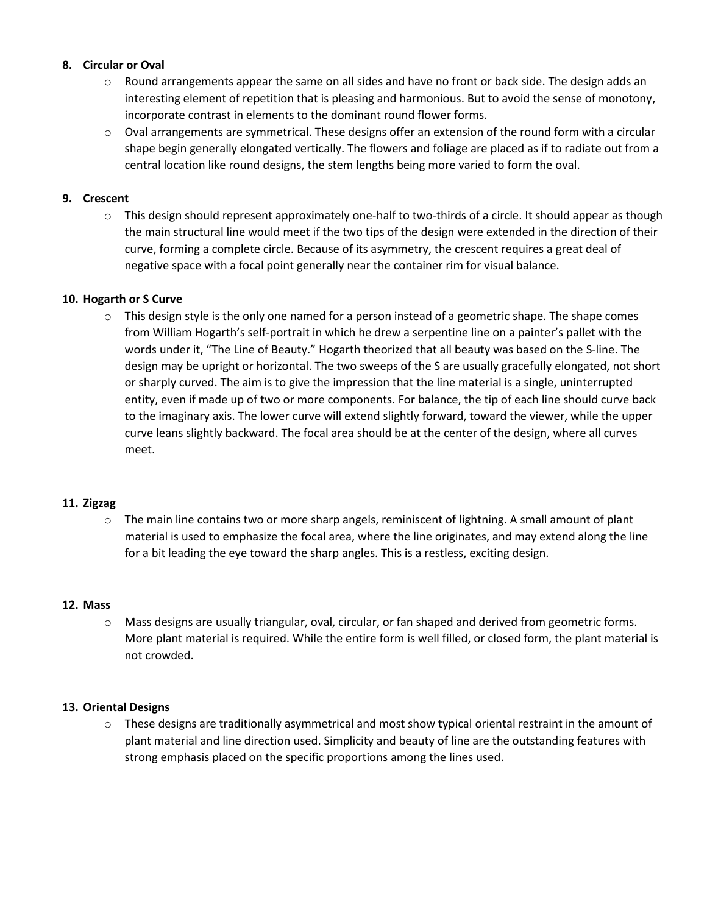8. **Circular or Oval**
    - Round arrangements appear the same on all sides and have no front or back side. The design adds an interesting element of repetition that is pleasing and harmonious. But to avoid the sense of monotony, incorporate contrast in elements to the dominant round flower forms.
    - Oval arrangements are symmetrical. These designs offer an extension of the round form with a circular shape begin generally elongated vertically. The flowers and foliage are placed as if to radiate out from a central location like round designs, the stem lengths being more varied to form the oval.

9. **Crescent**
    - This design should represent approximately one-half to two-thirds of a circle. It should appear as though the main structural line would meet if the two tips of the design were extended in the direction of their curve, forming a complete circle. Because of its asymmetry, the crescent requires a great deal of negative space with a focal point generally near the container rim for visual balance.

10. **Hogarth or S Curve**
    - This design style is the only one named for a person instead of a geometric shape. The shape comes from William Hogarth's self-portrait in which he drew a serpentine line on a painter's pallet with the words under it, "The Line of Beauty." Hogarth theorized that all beauty was based on the S-line. The design may be upright or horizontal. The two sweeps of the S are usually gracefully elongated, not short or sharply curved. The aim is to give the impression that the line material is a single, uninterrupted entity, even if made up of two or more components. For balance, the tip of each line should curve back to the imaginary axis. The lower curve will extend slightly forward, toward the viewer, while the upper curve leans slightly backward. The focal area should be at the center of the design, where all curves meet.

11. **Zigzag**
    - The main line contains two or more sharp angels, reminiscent of lightning. A small amount of plant material is used to emphasize the focal area, where the line originates, and may extend along the line for a bit leading the eye toward the sharp angles. This is a restless, exciting design.

12. **Mass**
    - Mass designs are usually triangular, oval, circular, or fan shaped and derived from geometric forms. More plant material is required. While the entire form is well filled, or closed form, the plant material is not crowded.

13. **Oriental Designs**
    - These designs are traditionally asymmetrical and most show typical oriental restraint in the amount of plant material and line direction used. Simplicity and beauty of line are the outstanding features with strong emphasis placed on the specific proportions among the lines used.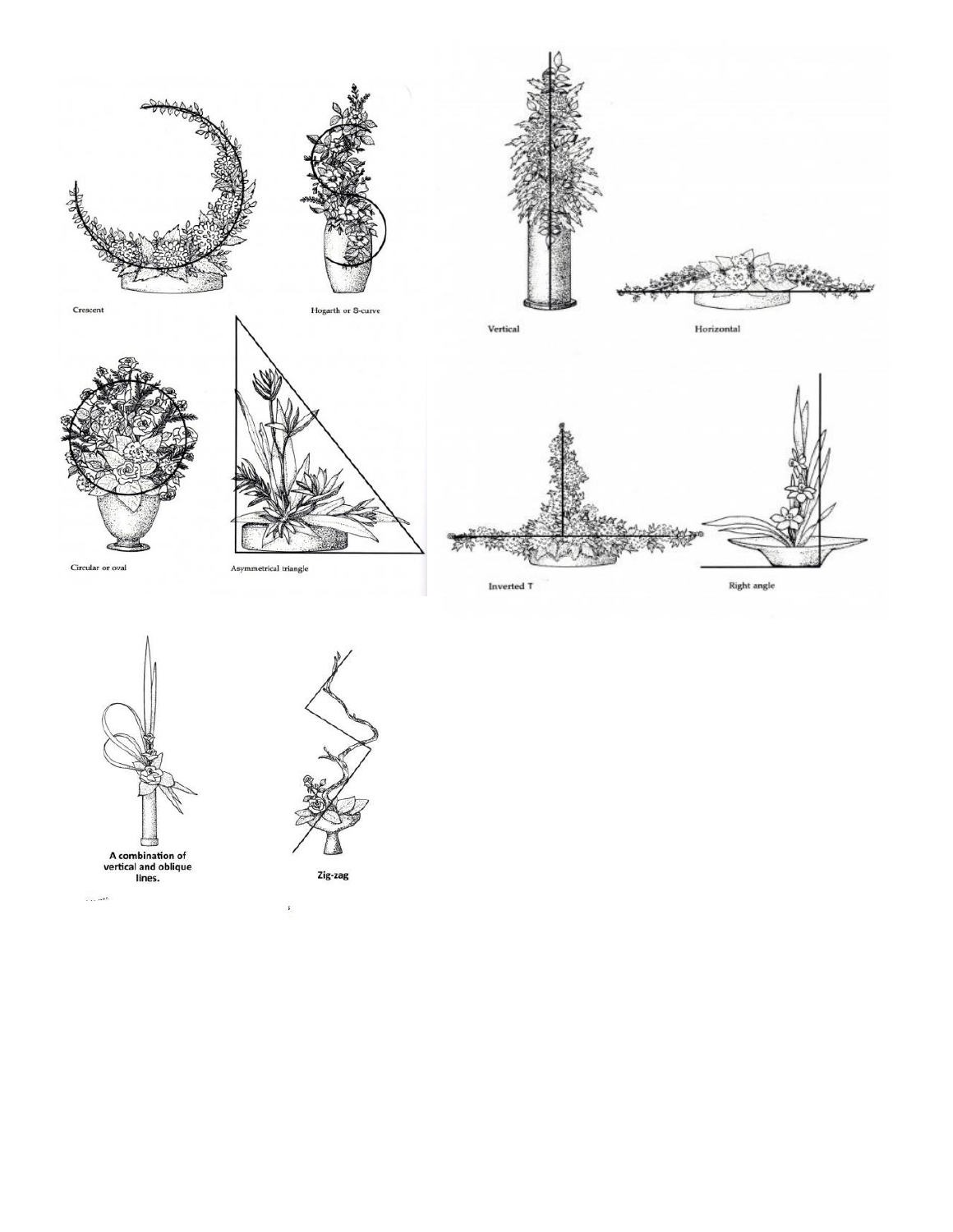Crescent

Hogarth or S-curve

Vertical

Horizontal

Circular or oval

Asymmetrical triangle

Inverted T

Right angle

A combination of vertical and oblique lines.

Zig-zag